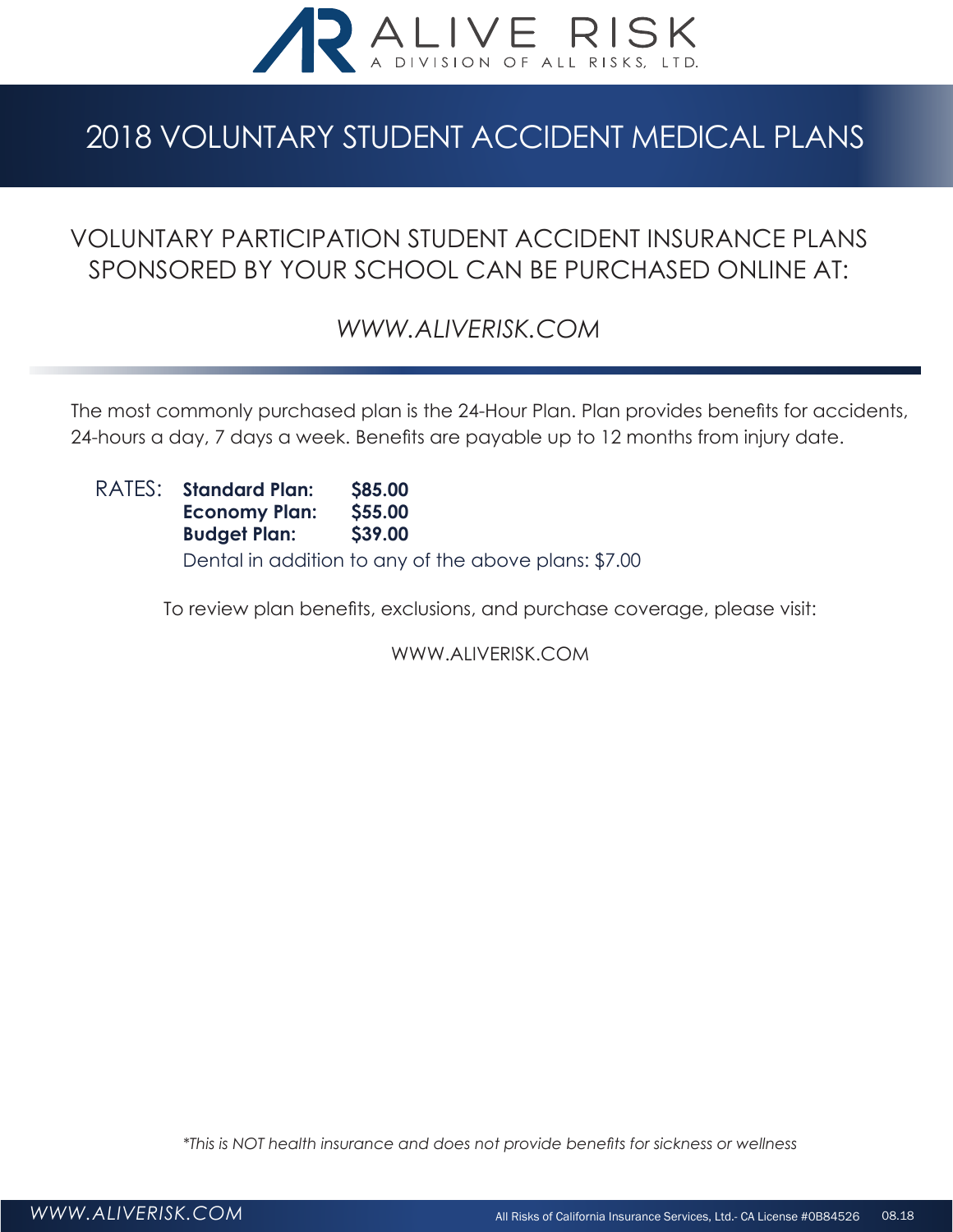ALIVE RISK

A DIVISION OF ALL RISKS, LTD.

# 2018 VOLUNTARY STUDENT ACCIDENT MEDICAL PLANS

## VOLUNTARY PARTICIPATION STUDENT ACCIDENT INSURANCE PLANS SPONSORED BY YOUR SCHOOL CAN BE PURCHASED ONLINE AT:

*WWW.ALIVERISK.COM*

---

The most commonly purchased plan is the 24-Hour Plan. Plan provides benefits for accidents, 24-hours a day, 7 days a week. Benefits are payable up to 12 months from injury date.

RATES:

| | |
|---|---|
| **Standard Plan:** | **$85.00** |
| **Economy Plan:** | **$55.00** |
| **Budget Plan:** | **$39.00** |

Dental in addition to any of the above plans: $7.00

To review plan benefits, exclusions, and purchase coverage, please visit:

WWW.ALIVERISK.COM

*\*This is NOT health insurance and does not provide benefits for sickness or wellness*

*WWW.ALIVERISK.COM* All Risks of California Insurance Services, Ltd.- CA License #0B84526 08.18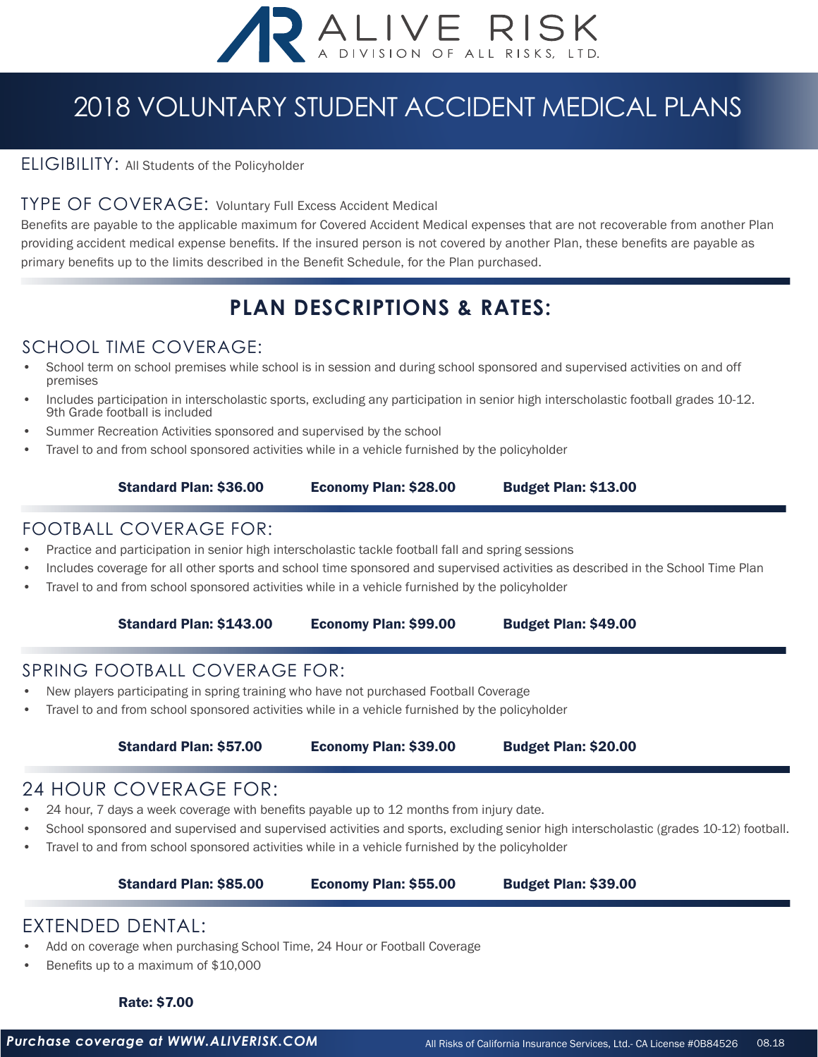ALIVE RISK
A DIVISION OF ALL RISKS, LTD.

# 2018 VOLUNTARY STUDENT ACCIDENT MEDICAL PLANS

ELIGIBILITY: All Students of the Policyholder

TYPE OF COVERAGE: Voluntary Full Excess Accident Medical

Benefits are payable to the applicable maximum for Covered Accident Medical expenses that are not recoverable from another Plan providing accident medical expense benefits. If the insured person is not covered by another Plan, these benefits are payable as primary benefits up to the limits described in the Benefit Schedule, for the Plan purchased.

## PLAN DESCRIPTIONS & RATES:

### SCHOOL TIME COVERAGE:

- School term on school premises while school is in session and during school sponsored and supervised activities on and off premises
- Includes participation in interscholastic sports, excluding any participation in senior high interscholastic football grades 10-12. 9th Grade football is included
- Summer Recreation Activities sponsored and supervised by the school
- Travel to and from school sponsored activities while in a vehicle furnished by the policyholder

**Standard Plan: $36.00** **Economy Plan: $28.00** **Budget Plan: $13.00**

### FOOTBALL COVERAGE FOR:

- Practice and participation in senior high interscholastic tackle football fall and spring sessions
- Includes coverage for all other sports and school time sponsored and supervised activities as described in the School Time Plan
- Travel to and from school sponsored activities while in a vehicle furnished by the policyholder

**Standard Plan: $143.00** **Economy Plan: $99.00** **Budget Plan: $49.00**

### SPRING FOOTBALL COVERAGE FOR:

- New players participating in spring training who have not purchased Football Coverage
- Travel to and from school sponsored activities while in a vehicle furnished by the policyholder

**Standard Plan: $57.00** **Economy Plan: $39.00** **Budget Plan: $20.00**

### 24 HOUR COVERAGE FOR:

- 24 hour, 7 days a week coverage with benefits payable up to 12 months from injury date.
- School sponsored and supervised and supervised activities and sports, excluding senior high interscholastic (grades 10-12) football.
- Travel to and from school sponsored activities while in a vehicle furnished by the policyholder

**Standard Plan: $85.00** **Economy Plan: $55.00** **Budget Plan: $39.00**

### EXTENDED DENTAL:

- Add on coverage when purchasing School Time, 24 Hour or Football Coverage
- Benefits up to a maximum of $10,000

**Rate: $7.00**

*Purchase coverage at WWW.ALIVERISK.COM*

All Risks of California Insurance Services, Ltd.- CA License #0B84526 08.18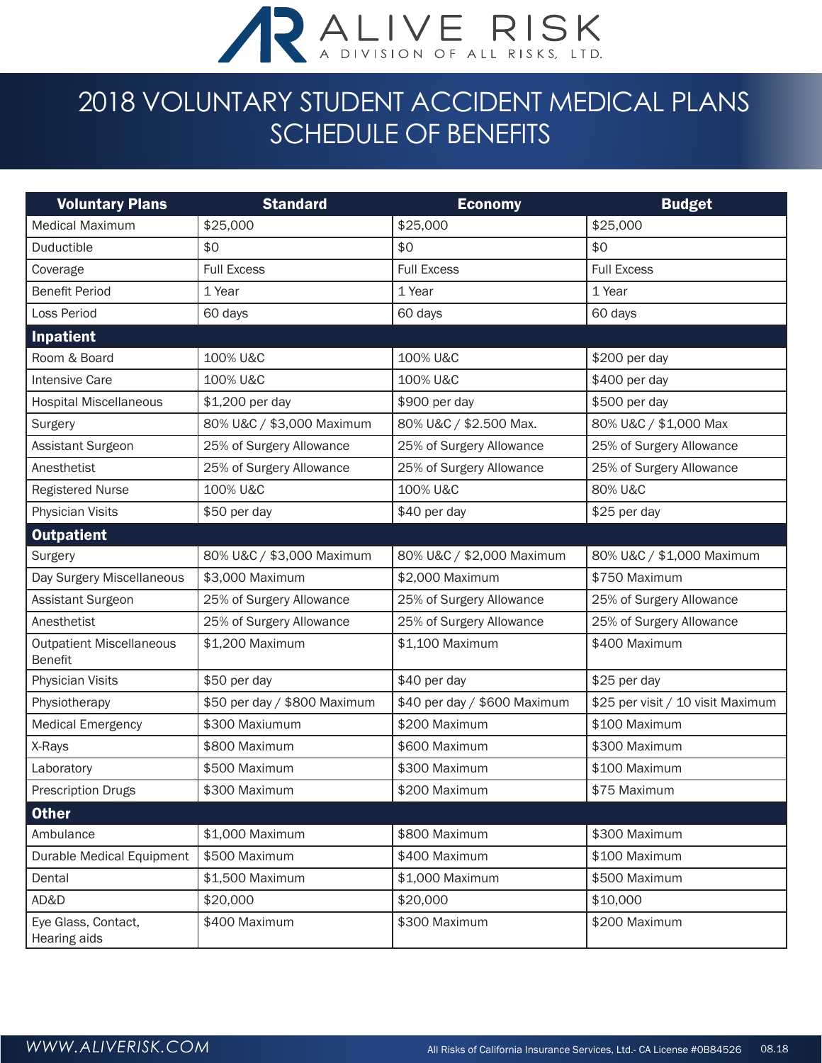ALIVE RISK
A DIVISION OF ALL RISKS, LTD.

# 2018 VOLUNTARY STUDENT ACCIDENT MEDICAL PLANS SCHEDULE OF BENEFITS

| Voluntary Plans | Standard | Economy | Budget |
|---|---|---|---|
| Medical Maximum | $25,000 | $25,000 | $25,000 |
| Duductible | $0 | $0 | $0 |
| Coverage | Full Excess | Full Excess | Full Excess |
| Benefit Period | 1 Year | 1 Year | 1 Year |
| Loss Period | 60 days | 60 days | 60 days |
| **Inpatient** | | | |
| Room & Board | 100% U&C | 100% U&C | $200 per day |
| Intensive Care | 100% U&C | 100% U&C | $400 per day |
| Hospital Miscellaneous | $1,200 per day | $900 per day | $500 per day |
| Surgery | 80% U&C / $3,000 Maximum | 80% U&C / $2.500 Max. | 80% U&C / $1,000 Max |
| Assistant Surgeon | 25% of Surgery Allowance | 25% of Surgery Allowance | 25% of Surgery Allowance |
| Anesthetist | 25% of Surgery Allowance | 25% of Surgery Allowance | 25% of Surgery Allowance |
| Registered Nurse | 100% U&C | 100% U&C | 80% U&C |
| Physician Visits | $50 per day | $40 per day | $25 per day |
| **Outpatient** | | | |
| Surgery | 80% U&C / $3,000 Maximum | 80% U&C / $2,000 Maximum | 80% U&C / $1,000 Maximum |
| Day Surgery Miscellaneous | $3,000 Maximum | $2,000 Maximum | $750 Maximum |
| Assistant Surgeon | 25% of Surgery Allowance | 25% of Surgery Allowance | 25% of Surgery Allowance |
| Anesthetist | 25% of Surgery Allowance | 25% of Surgery Allowance | 25% of Surgery Allowance |
| Outpatient Miscellaneous Benefit | $1,200 Maximum | $1,100 Maximum | $400 Maximum |
| Physician Visits | $50 per day | $40 per day | $25 per day |
| Physiotherapy | $50 per day / $800 Maximum | $40 per day / $600 Maximum | $25 per visit / 10 visit Maximum |
| Medical Emergency | $300 Maxiumum | $200 Maximum | $100 Maximum |
| X-Rays | $800 Maximum | $600 Maximum | $300 Maximum |
| Laboratory | $500 Maximum | $300 Maximum | $100 Maximum |
| Prescription Drugs | $300 Maximum | $200 Maximum | $75 Maximum |
| **Other** | | | |
| Ambulance | $1,000 Maximum | $800 Maximum | $300 Maximum |
| Durable Medical Equipment | $500 Maximum | $400 Maximum | $100 Maximum |
| Dental | $1,500 Maximum | $1,000 Maximum | $500 Maximum |
| AD&D | $20,000 | $20,000 | $10,000 |
| Eye Glass, Contact, Hearing aids | $400 Maximum | $300 Maximum | $200 Maximum |

WWW.ALIVERISK.COM

All Risks of California Insurance Services, Ltd.- CA License #0B84526 08.18